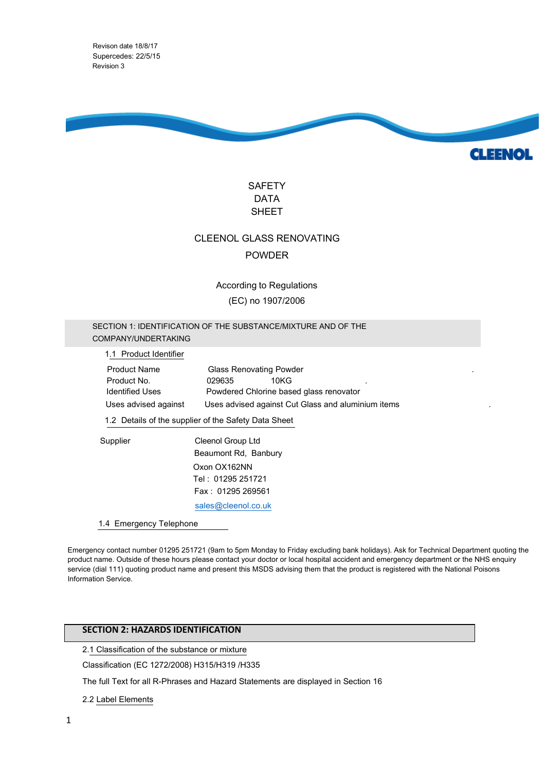Revison date 18/8/17
Supercedes: 22/5/15
Revision 3

# SAFETY DATA SHEET

## CLEENOL GLASS RENOVATING POWDER

According to Regulations (EC) no 1907/2006

## SECTION 1: IDENTIFICATION OF THE SUBSTANCE/MIXTURE AND OF THE COMPANY/UNDERTAKING

### 1.1 Product Identifier

| | |
|---|---|
| Product Name | Glass Renovating Powder |
| Product No. | 029635 10KG |
| Identified Uses | Powdered Chlorine based glass renovator |
| Uses advised against | Uses advised against Cut Glass and aluminium items |

### 1.2 Details of the supplier of the Safety Data Sheet

Supplier

Cleenol Group Ltd
Beaumont Rd, Banbury
Oxon OX162NN
Tel : 01295 251721
Fax : 01295 269561
sales@cleenol.co.uk

### 1.4 Emergency Telephone

Emergency contact number 01295 251721 (9am to 5pm Monday to Friday excluding bank holidays). Ask for Technical Department quoting the product name. Outside of these hours please contact your doctor or local hospital accident and emergency department or the NHS enquiry service (dial 111) quoting product name and present this MSDS advising them that the product is registered with the National Poisons Information Service.

## SECTION 2: HAZARDS IDENTIFICATION

### 2.1 Classification of the substance or mixture

Classification (EC 1272/2008) H315/H319 /H335

The full Text for all R-Phrases and Hazard Statements are displayed in Section 16

### 2.2 Label Elements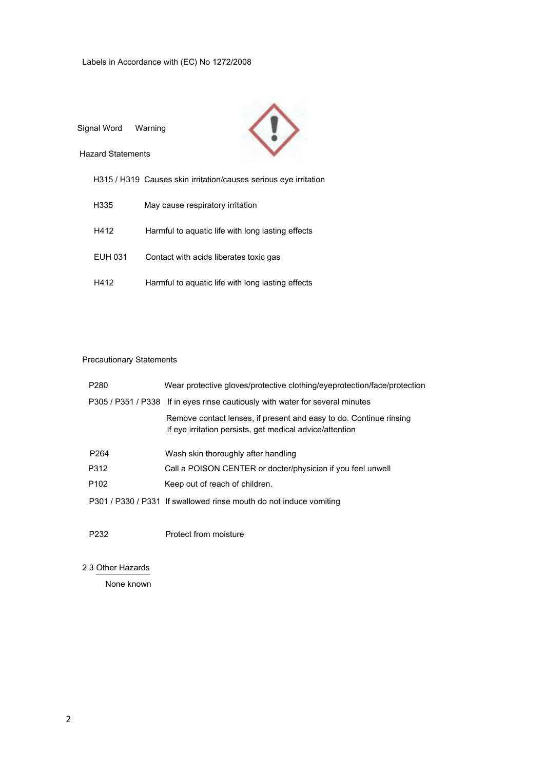Labels in Accordance with (EC) No 1272/2008

Signal Word Warning

Hazard Statements

| | |
|---|---|
| H315 / H319 | Causes skin irritation/causes serious eye irritation |
| H335 | May cause respiratory irritation |
| H412 | Harmful to aquatic life with long lasting effects |
| EUH 031 | Contact with acids liberates toxic gas |
| H412 | Harmful to aquatic life with long lasting effects |

Precautionary Statements

| | |
|---|---|
| P280 | Wear protective gloves/protective clothing/eyeprotection/face/protection |
| P305 / P351 / P338 | If in eyes rinse cautiously with water for several minutes<br>Remove contact lenses, if present and easy to do. Continue rinsing<br>If eye irritation persists, get medical advice/attention |
| P264 | Wash skin thoroughly after handling |
| P312 | Call a POISON CENTER or docter/physician if you feel unwell |
| P102 | Keep out of reach of children. |
| P301 / P330 / P331 | If swallowed rinse mouth do not induce vomiting |
| P232 | Protect from moisture |

2.3 Other Hazards

None known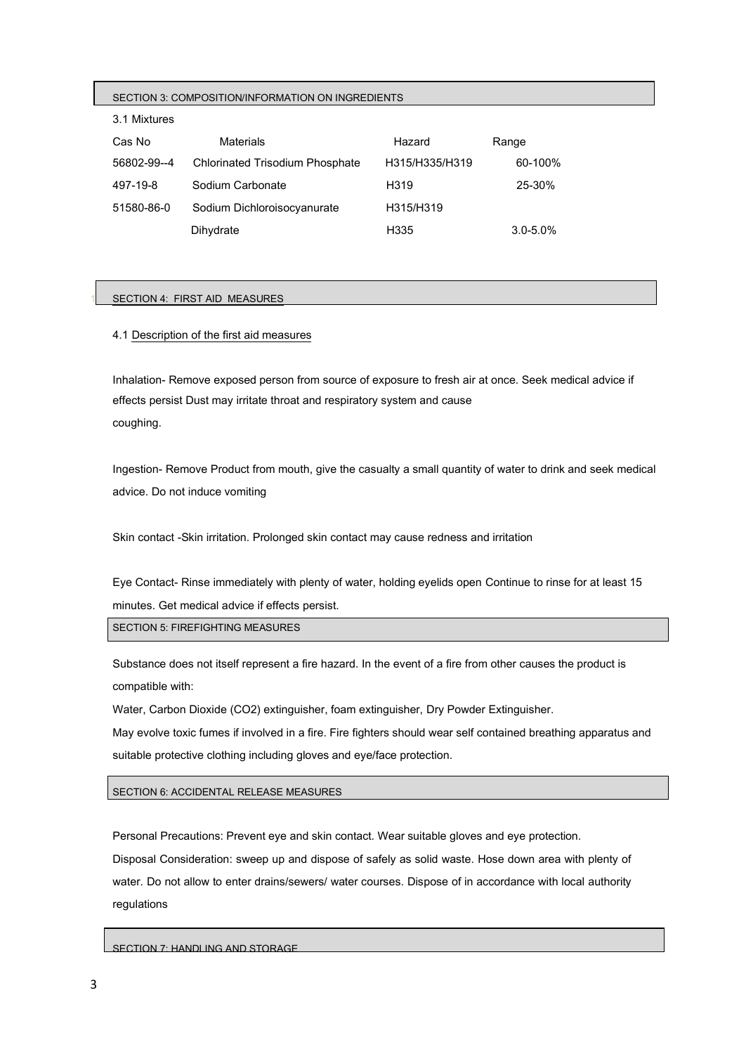## SECTION 3: COMPOSITION/INFORMATION ON INGREDIENTS

3.1 Mixtures

| Cas No | Materials | Hazard | Range |
|---|---|---|---|
| 56802-99--4 | Chlorinated Trisodium Phosphate | H315/H335/H319 | 60-100% |
| 497-19-8 | Sodium Carbonate | H319 | 25-30% |
| 51580-86-0 | Sodium Dichloroisocyanurate Dihydrate | H315/H319 H335 | 3.0-5.0% |

## SECTION 4: FIRST AID MEASURES

4.1 Description of the first aid measures

Inhalation- Remove exposed person from source of exposure to fresh air at once. Seek medical advice if effects persist Dust may irritate throat and respiratory system and cause coughing.

Ingestion- Remove Product from mouth, give the casualty a small quantity of water to drink and seek medical advice. Do not induce vomiting

Skin contact -Skin irritation. Prolonged skin contact may cause redness and irritation

Eye Contact- Rinse immediately with plenty of water, holding eyelids open Continue to rinse for at least 15 minutes. Get medical advice if effects persist.

## SECTION 5: FIREFIGHTING MEASURES

Substance does not itself represent a fire hazard. In the event of a fire from other causes the product is compatible with:

Water, Carbon Dioxide (CO2) extinguisher, foam extinguisher, Dry Powder Extinguisher.

May evolve toxic fumes if involved in a fire. Fire fighters should wear self contained breathing apparatus and suitable protective clothing including gloves and eye/face protection.

## SECTION 6: ACCIDENTAL RELEASE MEASURES

Personal Precautions: Prevent eye and skin contact. Wear suitable gloves and eye protection.

Disposal Consideration: sweep up and dispose of safely as solid waste. Hose down area with plenty of water. Do not allow to enter drains/sewers/ water courses. Dispose of in accordance with local authority regulations

## SECTION 7: HANDLING AND STORAGE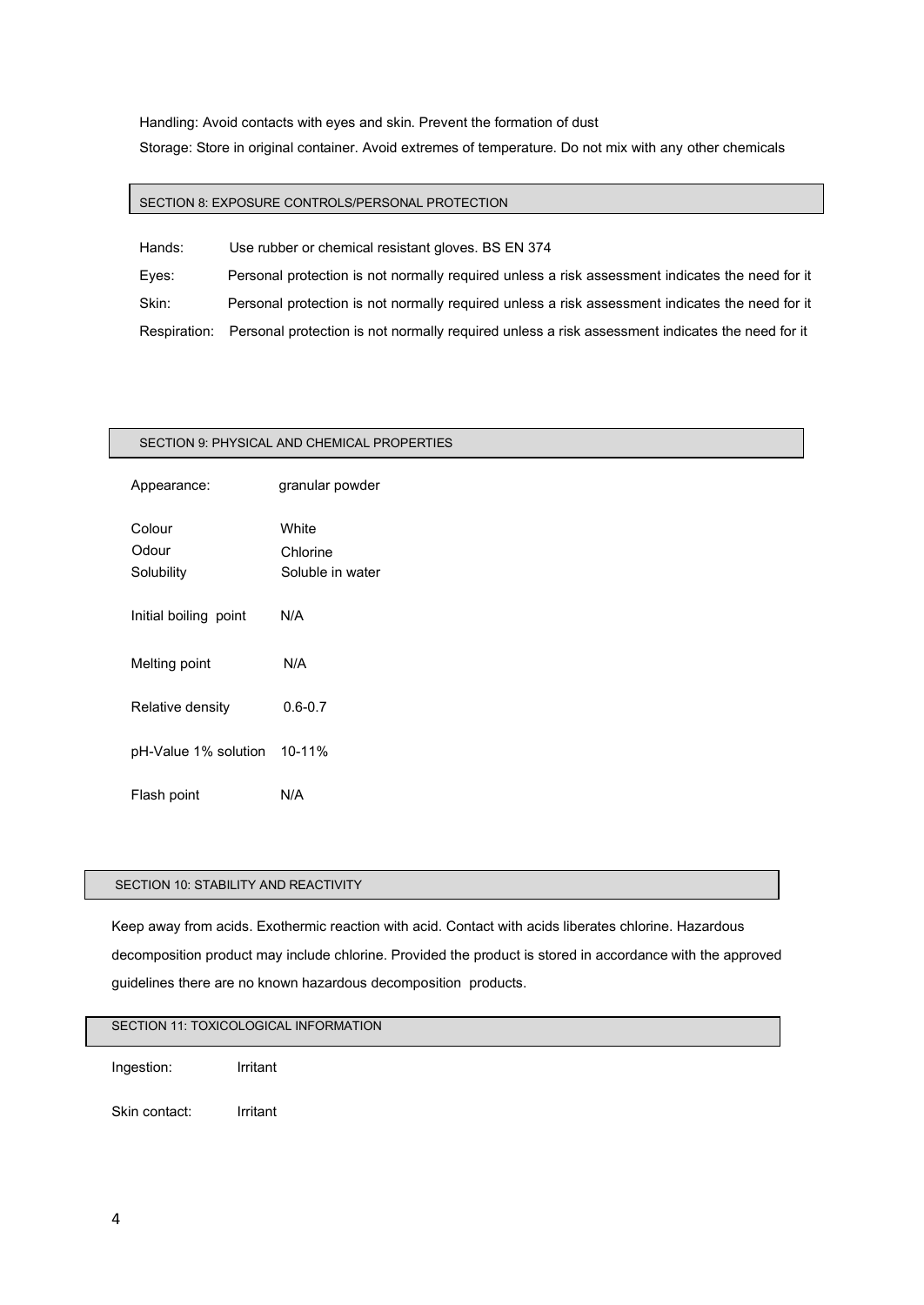Handling: Avoid contacts with eyes and skin. Prevent the formation of dust

Storage: Store in original container. Avoid extremes of temperature. Do not mix with any other chemicals

## SECTION 8: EXPOSURE CONTROLS/PERSONAL PROTECTION

| | |
|---|---|
| Hands: | Use rubber or chemical resistant gloves. BS EN 374 |
| Eyes: | Personal protection is not normally required unless a risk assessment indicates the need for it |
| Skin: | Personal protection is not normally required unless a risk assessment indicates the need for it |
| Respiration: | Personal protection is not normally required unless a risk assessment indicates the need for it |

## SECTION 9: PHYSICAL AND CHEMICAL PROPERTIES

| | |
|---|---|
| Appearance: | granular powder |
| Colour | White |
| Odour | Chlorine |
| Solubility | Soluble in water |
| Initial boiling point | N/A |
| Melting point | N/A |
| Relative density | 0.6-0.7 |
| pH-Value 1% solution | 10-11% |
| Flash point | N/A |

## SECTION 10: STABILITY AND REACTIVITY

Keep away from acids. Exothermic reaction with acid. Contact with acids liberates chlorine. Hazardous decomposition product may include chlorine. Provided the product is stored in accordance with the approved guidelines there are no known hazardous decomposition products.

## SECTION 11: TOXICOLOGICAL INFORMATION

| | |
|---|---|
| Ingestion: | Irritant |
| Skin contact: | Irritant |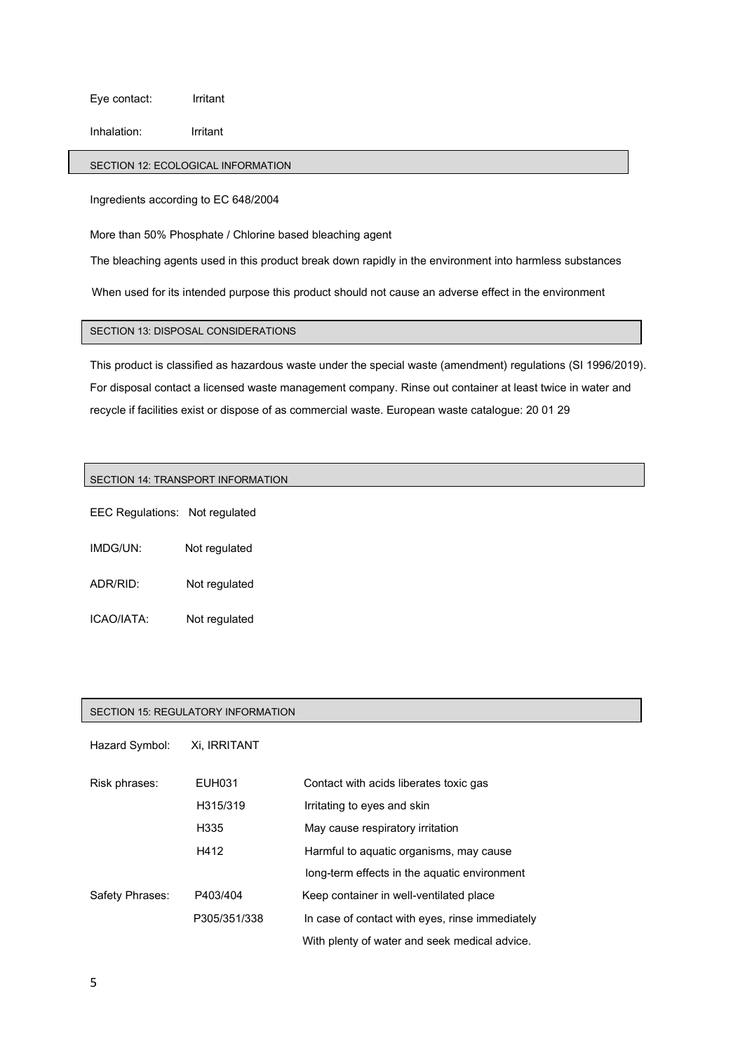Eye contact: Irritant

Inhalation: Irritant

## SECTION 12: ECOLOGICAL INFORMATION

Ingredients according to EC 648/2004

More than 50% Phosphate / Chlorine based bleaching agent

The bleaching agents used in this product break down rapidly in the environment into harmless substances

When used for its intended purpose this product should not cause an adverse effect in the environment

## SECTION 13: DISPOSAL CONSIDERATIONS

This product is classified as hazardous waste under the special waste (amendment) regulations (SI 1996/2019). For disposal contact a licensed waste management company. Rinse out container at least twice in water and recycle if facilities exist or dispose of as commercial waste. European waste catalogue: 20 01 29

## SECTION 14: TRANSPORT INFORMATION

EEC Regulations: Not regulated

IMDG/UN: Not regulated

ADR/RID: Not regulated

ICAO/IATA: Not regulated

## SECTION 15: REGULATORY INFORMATION

Hazard Symbol: Xi, IRRITANT

| | | |
|---|---|---|
| Risk phrases: | EUH031 | Contact with acids liberates toxic gas |
| | H315/319 | Irritating to eyes and skin |
| | H335 | May cause respiratory irritation |
| | H412 | Harmful to aquatic organisms, may cause long-term effects in the aquatic environment |
| Safety Phrases: | P403/404 | Keep container in well-ventilated place |
| | P305/351/338 | In case of contact with eyes, rinse immediately With plenty of water and seek medical advice. |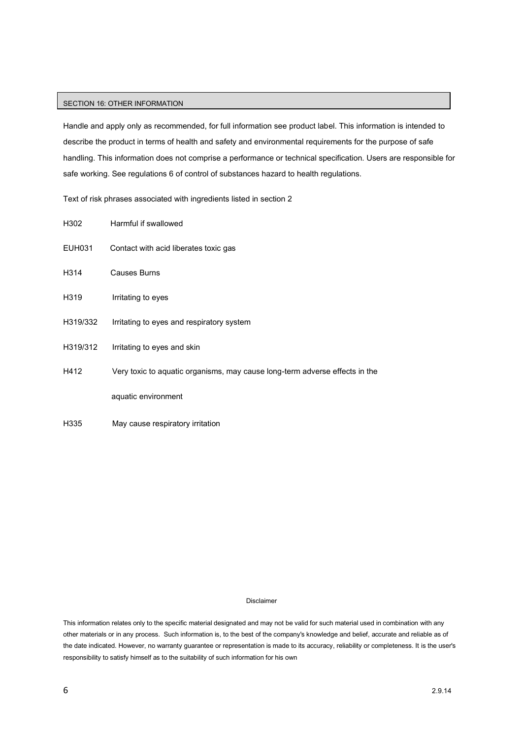## SECTION 16: OTHER INFORMATION

Handle and apply only as recommended, for full information see product label. This information is intended to describe the product in terms of health and safety and environmental requirements for the purpose of safe handling. This information does not comprise a performance or technical specification. Users are responsible for safe working. See regulations 6 of control of substances hazard to health regulations.

Text of risk phrases associated with ingredients listed in section 2

| | |
|---|---|
| H302 | Harmful if swallowed |
| EUH031 | Contact with acid liberates toxic gas |
| H314 | Causes Burns |
| H319 | Irritating to eyes |
| H319/332 | Irritating to eyes and respiratory system |
| H319/312 | Irritating to eyes and skin |
| H412 | Very toxic to aquatic organisms, may cause long-term adverse effects in the aquatic environment |
| H335 | May cause respiratory irritation |

Disclaimer

This information relates only to the specific material designated and may not be valid for such material used in combination with any other materials or in any process. Such information is, to the best of the company's knowledge and belief, accurate and reliable as of the date indicated. However, no warranty guarantee or representation is made to its accuracy, reliability or completeness. It is the user's responsibility to satisfy himself as to the suitability of such information for his own

2.9.14